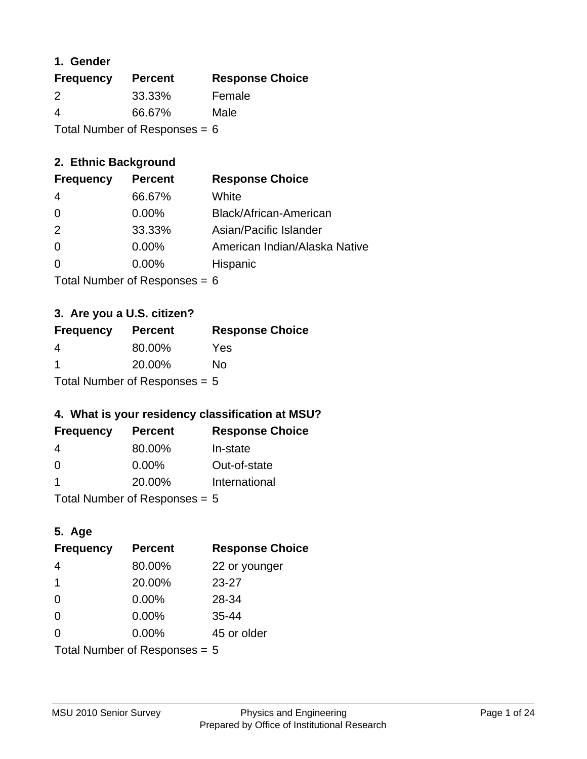## 1. Gender

| Frequency | Percent | Response Choice |
| --- | --- | --- |
| 2 | 33.33% | Female |
| 4 | 66.67% | Male |

Total Number of Responses = 6

## 2. Ethnic Background

| Frequency | Percent | Response Choice |
| --- | --- | --- |
| 4 | 66.67% | White |
| 0 | 0.00% | Black/African-American |
| 2 | 33.33% | Asian/Pacific Islander |
| 0 | 0.00% | American Indian/Alaska Native |
| 0 | 0.00% | Hispanic |

Total Number of Responses = 6

## 3. Are you a U.S. citizen?

| Frequency | Percent | Response Choice |
| --- | --- | --- |
| 4 | 80.00% | Yes |
| 1 | 20.00% | No |

Total Number of Responses = 5

## 4. What is your residency classification at MSU?

| Frequency | Percent | Response Choice |
| --- | --- | --- |
| 4 | 80.00% | In-state |
| 0 | 0.00% | Out-of-state |
| 1 | 20.00% | International |

Total Number of Responses = 5

## 5. Age

| Frequency | Percent | Response Choice |
| --- | --- | --- |
| 4 | 80.00% | 22 or younger |
| 1 | 20.00% | 23-27 |
| 0 | 0.00% | 28-34 |
| 0 | 0.00% | 35-44 |
| 0 | 0.00% | 45 or older |

Total Number of Responses = 5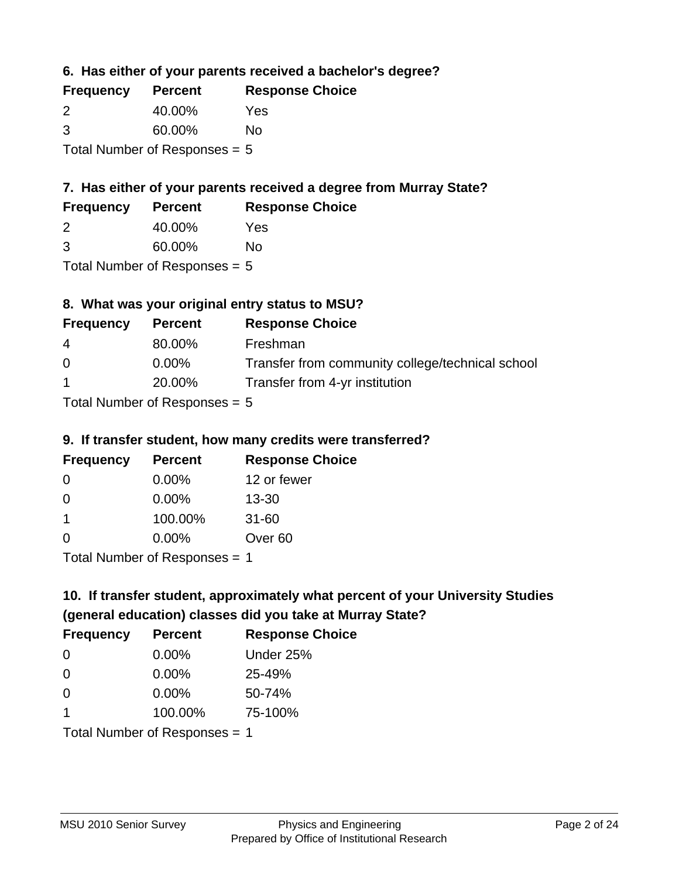### 6. Has either of your parents received a bachelor's degree?

| Frequency | Percent | Response Choice |
|---|---|---|
| 2 | 40.00% | Yes |
| 3 | 60.00% | No |

Total Number of Responses = 5

### 7. Has either of your parents received a degree from Murray State?

| Frequency | Percent | Response Choice |
|---|---|---|
| 2 | 40.00% | Yes |
| 3 | 60.00% | No |

Total Number of Responses = 5

### 8. What was your original entry status to MSU?

| Frequency | Percent | Response Choice |
|---|---|---|
| 4 | 80.00% | Freshman |
| 0 | 0.00% | Transfer from community college/technical school |
| 1 | 20.00% | Transfer from 4-yr institution |

Total Number of Responses = 5

### 9. If transfer student, how many credits were transferred?

| Frequency | Percent | Response Choice |
|---|---|---|
| 0 | 0.00% | 12 or fewer |
| 0 | 0.00% | 13-30 |
| 1 | 100.00% | 31-60 |
| 0 | 0.00% | Over 60 |

Total Number of Responses = 1

### 10. If transfer student, approximately what percent of your University Studies (general education) classes did you take at Murray State?

| Frequency | Percent | Response Choice |
|---|---|---|
| 0 | 0.00% | Under 25% |
| 0 | 0.00% | 25-49% |
| 0 | 0.00% | 50-74% |
| 1 | 100.00% | 75-100% |

Total Number of Responses = 1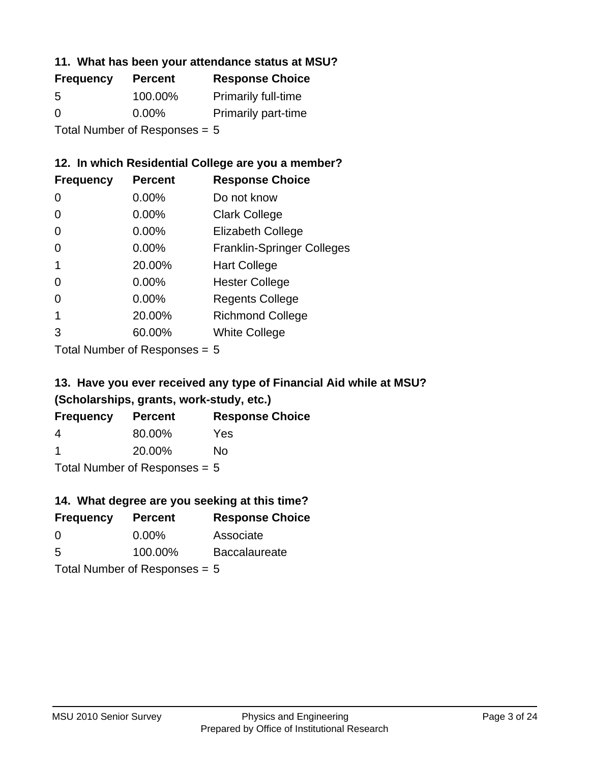### 11. What has been your attendance status at MSU?

| Frequency | Percent | Response Choice |
|---|---|---|
| 5 | 100.00% | Primarily full-time |
| 0 | 0.00% | Primarily part-time |

Total Number of Responses = 5

### 12. In which Residential College are you a member?

| Frequency | Percent | Response Choice |
|---|---|---|
| 0 | 0.00% | Do not know |
| 0 | 0.00% | Clark College |
| 0 | 0.00% | Elizabeth College |
| 0 | 0.00% | Franklin-Springer Colleges |
| 1 | 20.00% | Hart College |
| 0 | 0.00% | Hester College |
| 0 | 0.00% | Regents College |
| 1 | 20.00% | Richmond College |
| 3 | 60.00% | White College |

Total Number of Responses = 5

### 13. Have you ever received any type of Financial Aid while at MSU? (Scholarships, grants, work-study, etc.)

| Frequency | Percent | Response Choice |
|---|---|---|
| 4 | 80.00% | Yes |
| 1 | 20.00% | No |

Total Number of Responses = 5

### 14. What degree are you seeking at this time?

| Frequency | Percent | Response Choice |
|---|---|---|
| 0 | 0.00% | Associate |
| 5 | 100.00% | Baccalaureate |

Total Number of Responses = 5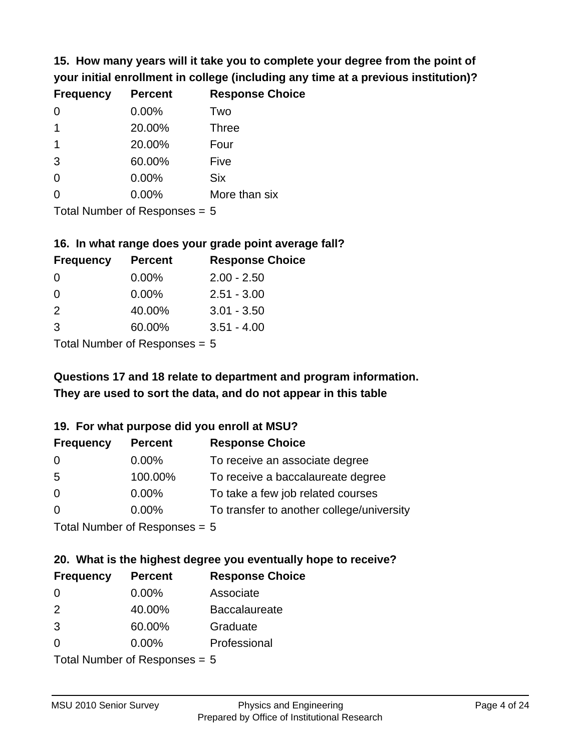**15. How many years will it take you to complete your degree from the point of your initial enrollment in college (including any time at a previous institution)?**

| Frequency | Percent | Response Choice |
|---|---|---|
| 0 | 0.00% | Two |
| 1 | 20.00% | Three |
| 1 | 20.00% | Four |
| 3 | 60.00% | Five |
| 0 | 0.00% | Six |
| 0 | 0.00% | More than six |

Total Number of Responses = 5

**16. In what range does your grade point average fall?**

| Frequency | Percent | Response Choice |
|---|---|---|
| 0 | 0.00% | 2.00 - 2.50 |
| 0 | 0.00% | 2.51 - 3.00 |
| 2 | 40.00% | 3.01 - 3.50 |
| 3 | 60.00% | 3.51 - 4.00 |

Total Number of Responses = 5

**Questions 17 and 18 relate to department and program information. They are used to sort the data, and do not appear in this table**

**19. For what purpose did you enroll at MSU?**

| Frequency | Percent | Response Choice |
|---|---|---|
| 0 | 0.00% | To receive an associate degree |
| 5 | 100.00% | To receive a baccalaureate degree |
| 0 | 0.00% | To take a few job related courses |
| 0 | 0.00% | To transfer to another college/university |

Total Number of Responses = 5

**20. What is the highest degree you eventually hope to receive?**

| Frequency | Percent | Response Choice |
|---|---|---|
| 0 | 0.00% | Associate |
| 2 | 40.00% | Baccalaureate |
| 3 | 60.00% | Graduate |
| 0 | 0.00% | Professional |

Total Number of Responses = 5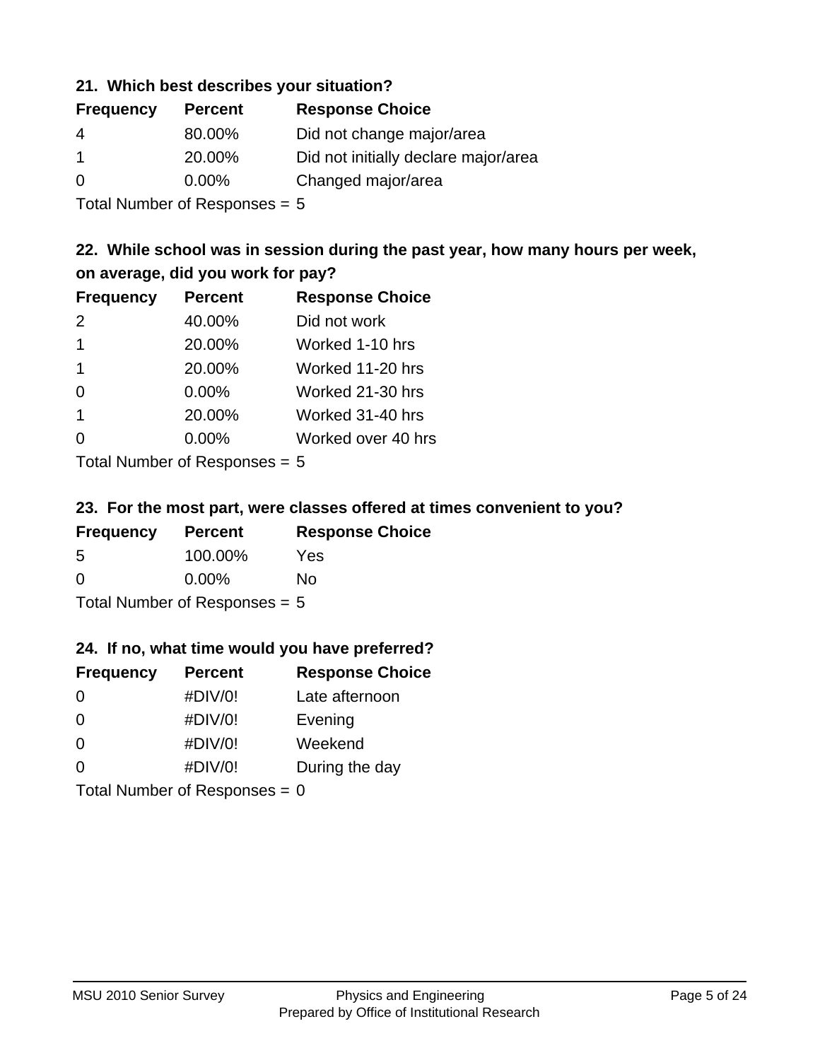### 21. Which best describes your situation?

| Frequency | Percent | Response Choice |
| --- | --- | --- |
| 4 | 80.00% | Did not change major/area |
| 1 | 20.00% | Did not initially declare major/area |
| 0 | 0.00% | Changed major/area |

Total Number of Responses = 5

### 22. While school was in session during the past year, how many hours per week, on average, did you work for pay?

| Frequency | Percent | Response Choice |
| --- | --- | --- |
| 2 | 40.00% | Did not work |
| 1 | 20.00% | Worked 1-10 hrs |
| 1 | 20.00% | Worked 11-20 hrs |
| 0 | 0.00% | Worked 21-30 hrs |
| 1 | 20.00% | Worked 31-40 hrs |
| 0 | 0.00% | Worked over 40 hrs |

Total Number of Responses = 5

### 23. For the most part, were classes offered at times convenient to you?

| Frequency | Percent | Response Choice |
| --- | --- | --- |
| 5 | 100.00% | Yes |
| 0 | 0.00% | No |

Total Number of Responses = 5

### 24. If no, what time would you have preferred?

| Frequency | Percent | Response Choice |
| --- | --- | --- |
| 0 | #DIV/0! | Late afternoon |
| 0 | #DIV/0! | Evening |
| 0 | #DIV/0! | Weekend |
| 0 | #DIV/0! | During the day |

Total Number of Responses = 0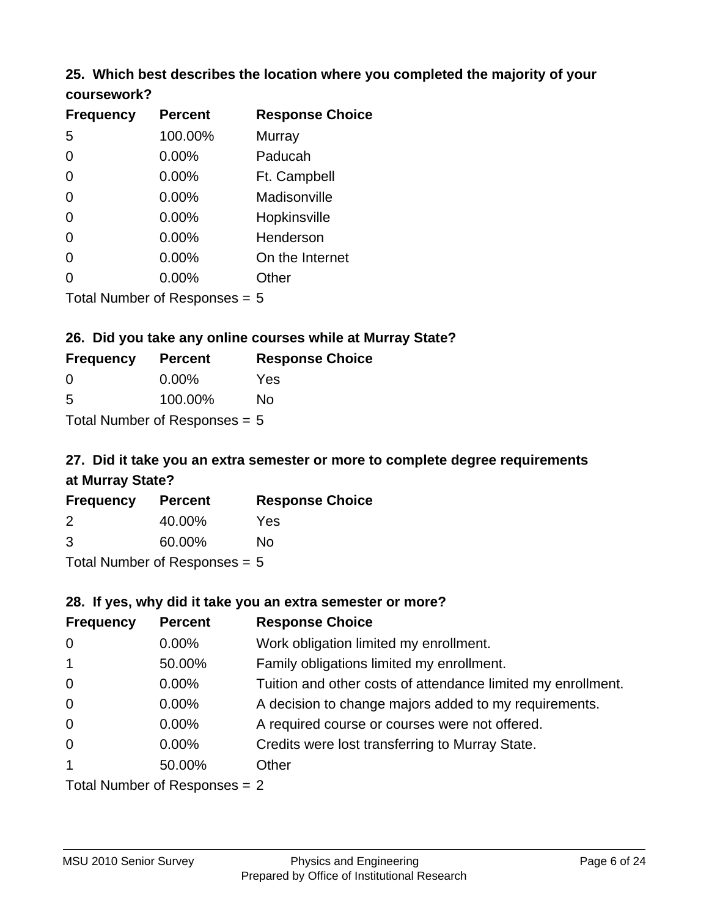### 25. Which best describes the location where you completed the majority of your coursework?

| Frequency | Percent | Response Choice |
| --- | --- | --- |
| 5 | 100.00% | Murray |
| 0 | 0.00% | Paducah |
| 0 | 0.00% | Ft. Campbell |
| 0 | 0.00% | Madisonville |
| 0 | 0.00% | Hopkinsville |
| 0 | 0.00% | Henderson |
| 0 | 0.00% | On the Internet |
| 0 | 0.00% | Other |

Total Number of Responses = 5

### 26. Did you take any online courses while at Murray State?

| Frequency | Percent | Response Choice |
| --- | --- | --- |
| 0 | 0.00% | Yes |
| 5 | 100.00% | No |

Total Number of Responses = 5

### 27. Did it take you an extra semester or more to complete degree requirements at Murray State?

| Frequency | Percent | Response Choice |
| --- | --- | --- |
| 2 | 40.00% | Yes |
| 3 | 60.00% | No |

Total Number of Responses = 5

### 28. If yes, why did it take you an extra semester or more?

| Frequency | Percent | Response Choice |
| --- | --- | --- |
| 0 | 0.00% | Work obligation limited my enrollment. |
| 1 | 50.00% | Family obligations limited my enrollment. |
| 0 | 0.00% | Tuition and other costs of attendance limited my enrollment. |
| 0 | 0.00% | A decision to change majors added to my requirements. |
| 0 | 0.00% | A required course or courses were not offered. |
| 0 | 0.00% | Credits were lost transferring to Murray State. |
| 1 | 50.00% | Other |

Total Number of Responses = 2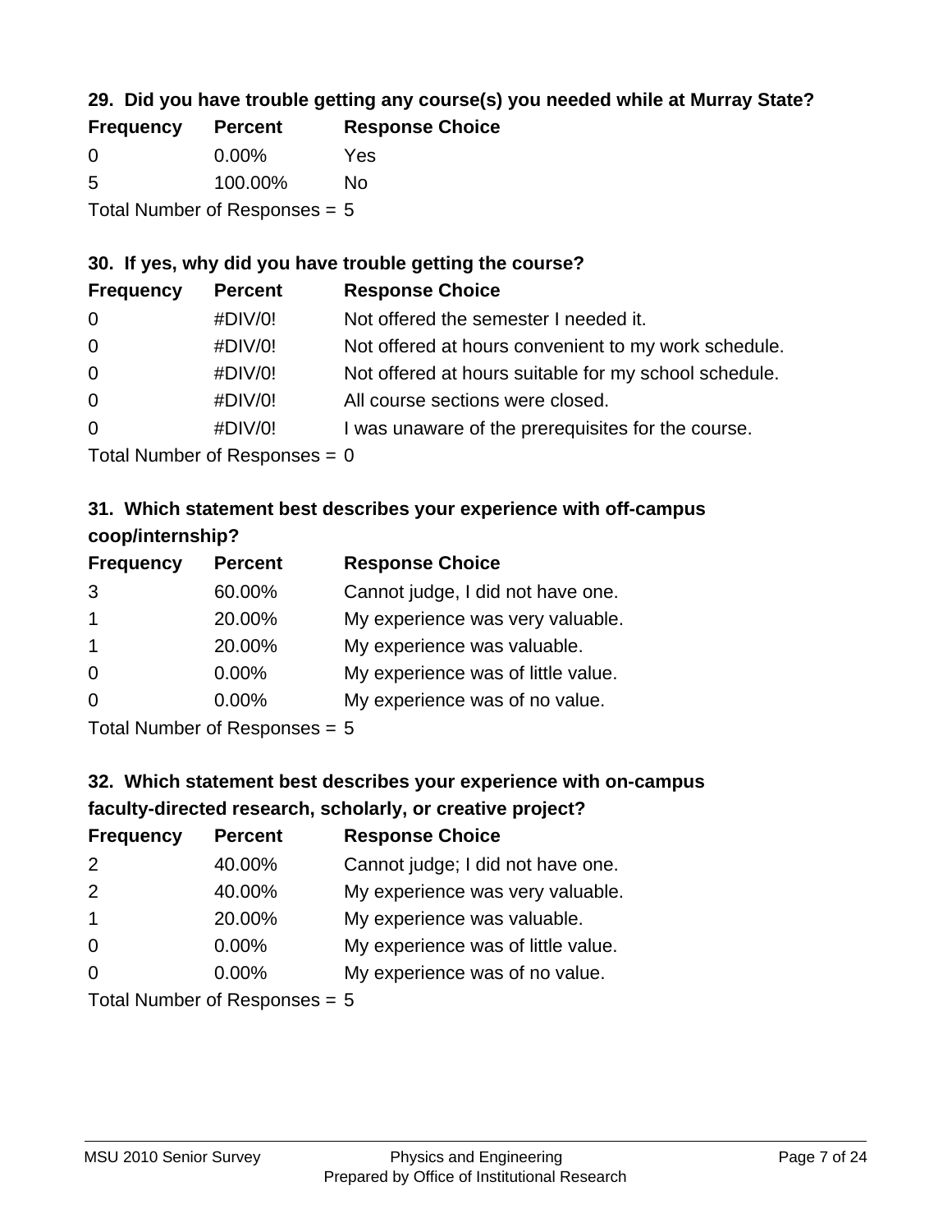### 29. Did you have trouble getting any course(s) you needed while at Murray State?

| Frequency | Percent | Response Choice |
|---|---|---|
| 0 | 0.00% | Yes |
| 5 | 100.00% | No |

Total Number of Responses = 5

### 30. If yes, why did you have trouble getting the course?

| Frequency | Percent | Response Choice |
|---|---|---|
| 0 | #DIV/0! | Not offered the semester I needed it. |
| 0 | #DIV/0! | Not offered at hours convenient to my work schedule. |
| 0 | #DIV/0! | Not offered at hours suitable for my school schedule. |
| 0 | #DIV/0! | All course sections were closed. |
| 0 | #DIV/0! | I was unaware of the prerequisites for the course. |

Total Number of Responses = 0

### 31. Which statement best describes your experience with off-campus coop/internship?

| Frequency | Percent | Response Choice |
|---|---|---|
| 3 | 60.00% | Cannot judge, I did not have one. |
| 1 | 20.00% | My experience was very valuable. |
| 1 | 20.00% | My experience was valuable. |
| 0 | 0.00% | My experience was of little value. |
| 0 | 0.00% | My experience was of no value. |

Total Number of Responses = 5

### 32. Which statement best describes your experience with on-campus faculty-directed research, scholarly, or creative project?

| Frequency | Percent | Response Choice |
|---|---|---|
| 2 | 40.00% | Cannot judge; I did not have one. |
| 2 | 40.00% | My experience was very valuable. |
| 1 | 20.00% | My experience was valuable. |
| 0 | 0.00% | My experience was of little value. |
| 0 | 0.00% | My experience was of no value. |

Total Number of Responses = 5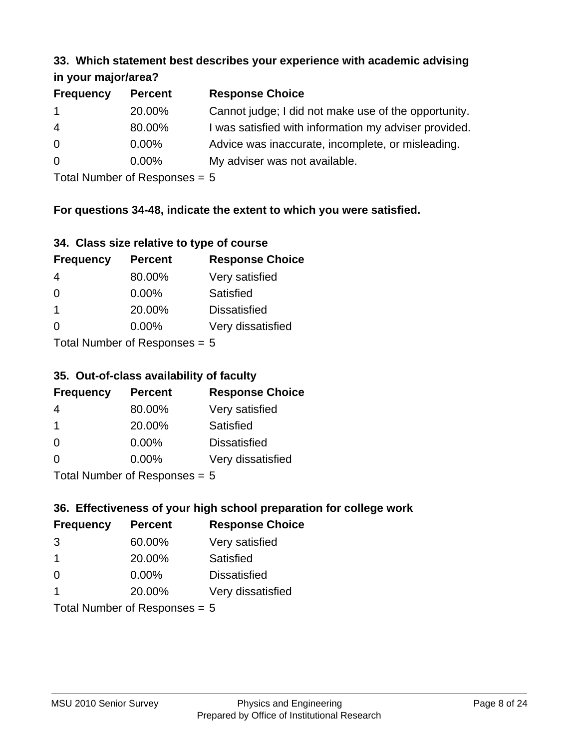### 33. Which statement best describes your experience with academic advising in your major/area?

| Frequency | Percent | Response Choice |
|---|---|---|
| 1 | 20.00% | Cannot judge; I did not make use of the opportunity. |
| 4 | 80.00% | I was satisfied with information my adviser provided. |
| 0 | 0.00% | Advice was inaccurate, incomplete, or misleading. |
| 0 | 0.00% | My adviser was not available. |

Total Number of Responses = 5

**For questions 34-48, indicate the extent to which you were satisfied.**

### 34. Class size relative to type of course

| Frequency | Percent | Response Choice |
|---|---|---|
| 4 | 80.00% | Very satisfied |
| 0 | 0.00% | Satisfied |
| 1 | 20.00% | Dissatisfied |
| 0 | 0.00% | Very dissatisfied |

Total Number of Responses = 5

### 35. Out-of-class availability of faculty

| Frequency | Percent | Response Choice |
|---|---|---|
| 4 | 80.00% | Very satisfied |
| 1 | 20.00% | Satisfied |
| 0 | 0.00% | Dissatisfied |
| 0 | 0.00% | Very dissatisfied |

Total Number of Responses = 5

### 36. Effectiveness of your high school preparation for college work

| Frequency | Percent | Response Choice |
|---|---|---|
| 3 | 60.00% | Very satisfied |
| 1 | 20.00% | Satisfied |
| 0 | 0.00% | Dissatisfied |
| 1 | 20.00% | Very dissatisfied |

Total Number of Responses = 5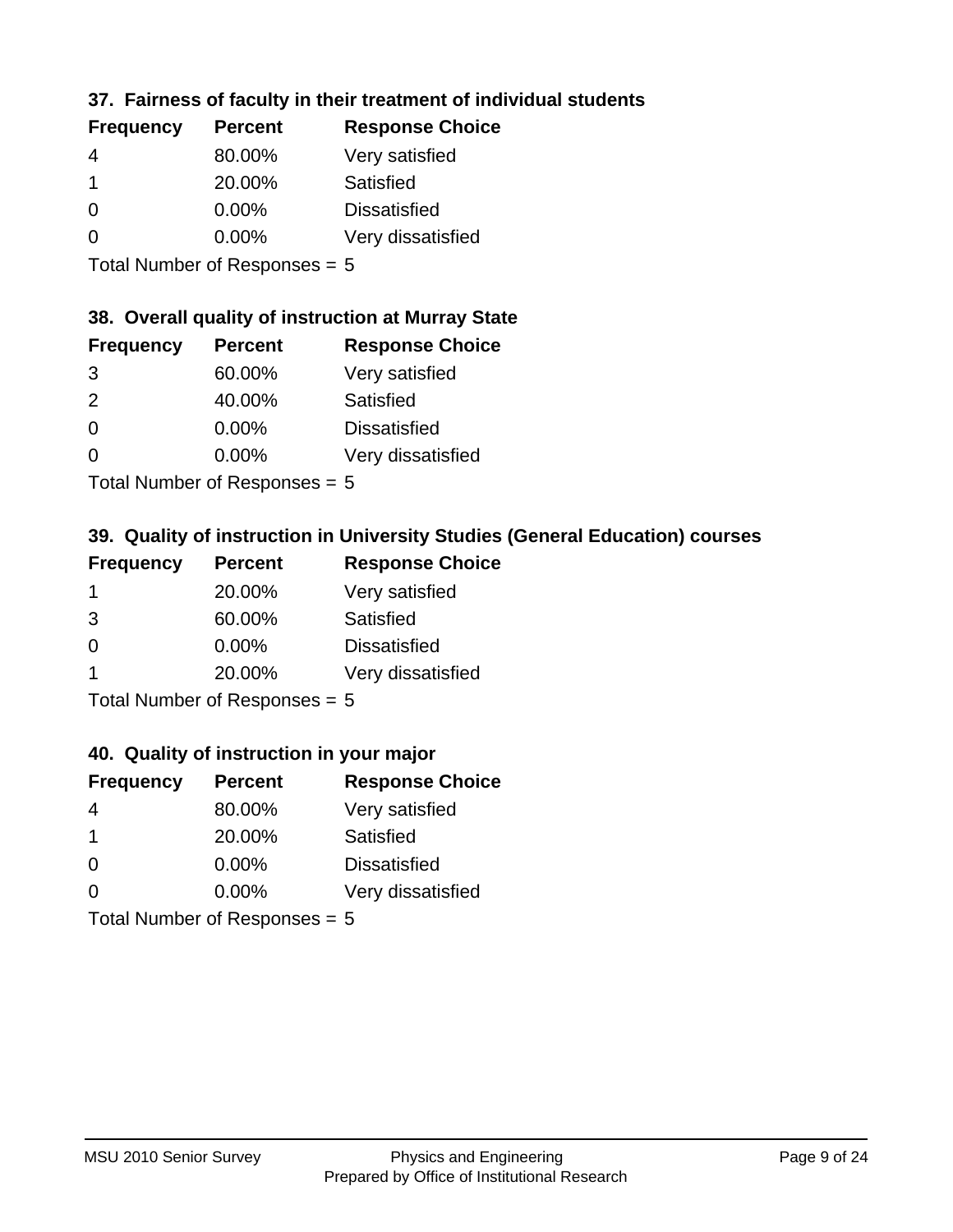### 37. Fairness of faculty in their treatment of individual students

| Frequency | Percent | Response Choice |
|---|---|---|
| 4 | 80.00% | Very satisfied |
| 1 | 20.00% | Satisfied |
| 0 | 0.00% | Dissatisfied |
| 0 | 0.00% | Very dissatisfied |

Total Number of Responses = 5

### 38. Overall quality of instruction at Murray State

| Frequency | Percent | Response Choice |
|---|---|---|
| 3 | 60.00% | Very satisfied |
| 2 | 40.00% | Satisfied |
| 0 | 0.00% | Dissatisfied |
| 0 | 0.00% | Very dissatisfied |

Total Number of Responses = 5

### 39. Quality of instruction in University Studies (General Education) courses

| Frequency | Percent | Response Choice |
|---|---|---|
| 1 | 20.00% | Very satisfied |
| 3 | 60.00% | Satisfied |
| 0 | 0.00% | Dissatisfied |
| 1 | 20.00% | Very dissatisfied |

Total Number of Responses = 5

### 40. Quality of instruction in your major

| Frequency | Percent | Response Choice |
|---|---|---|
| 4 | 80.00% | Very satisfied |
| 1 | 20.00% | Satisfied |
| 0 | 0.00% | Dissatisfied |
| 0 | 0.00% | Very dissatisfied |

Total Number of Responses = 5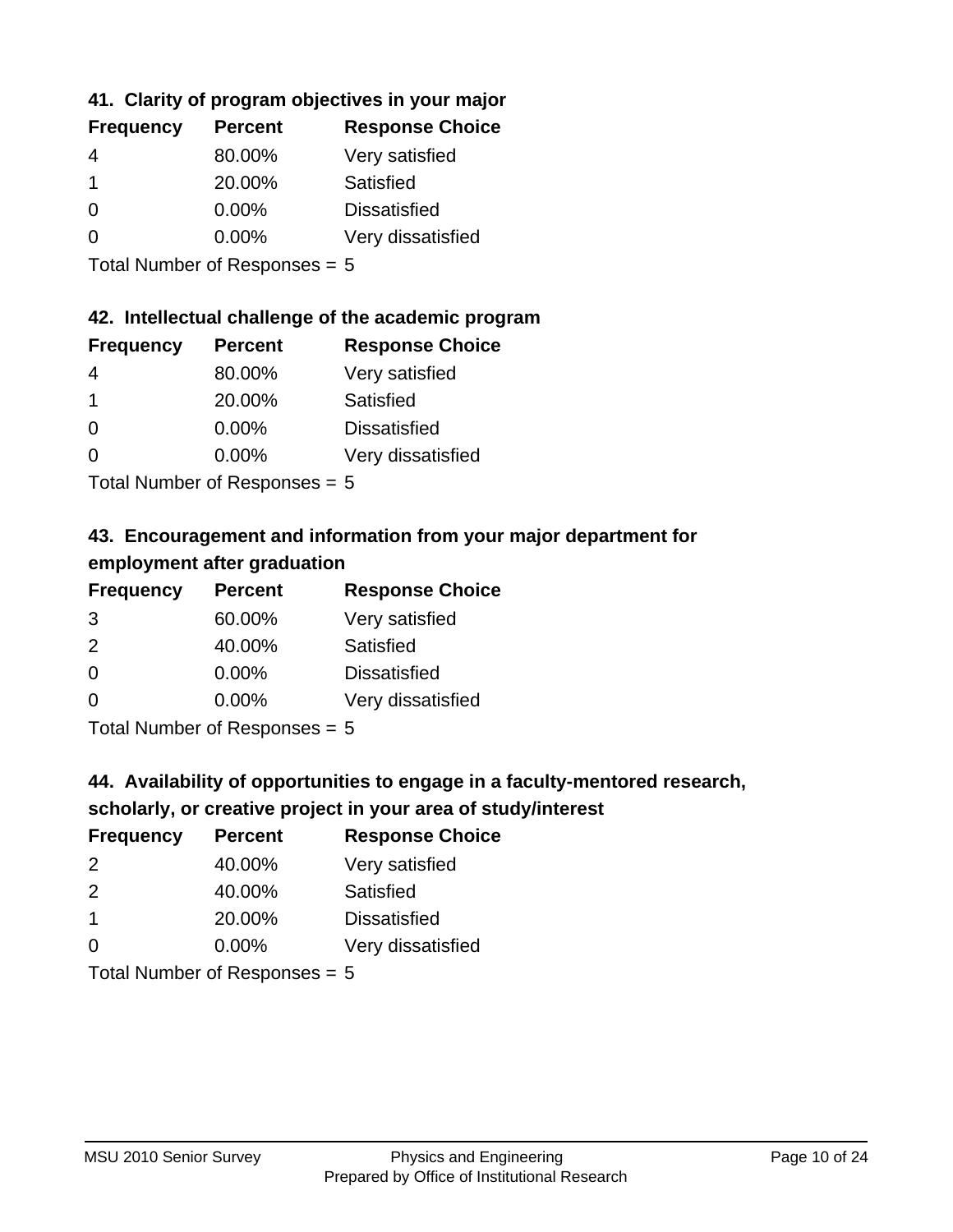### 41. Clarity of program objectives in your major

| Frequency | Percent | Response Choice |
|---|---|---|
| 4 | 80.00% | Very satisfied |
| 1 | 20.00% | Satisfied |
| 0 | 0.00% | Dissatisfied |
| 0 | 0.00% | Very dissatisfied |

Total Number of Responses = 5

### 42. Intellectual challenge of the academic program

| Frequency | Percent | Response Choice |
|---|---|---|
| 4 | 80.00% | Very satisfied |
| 1 | 20.00% | Satisfied |
| 0 | 0.00% | Dissatisfied |
| 0 | 0.00% | Very dissatisfied |

Total Number of Responses = 5

### 43. Encouragement and information from your major department for employment after graduation

| Frequency | Percent | Response Choice |
|---|---|---|
| 3 | 60.00% | Very satisfied |
| 2 | 40.00% | Satisfied |
| 0 | 0.00% | Dissatisfied |
| 0 | 0.00% | Very dissatisfied |

Total Number of Responses = 5

### 44. Availability of opportunities to engage in a faculty-mentored research, scholarly, or creative project in your area of study/interest

| Frequency | Percent | Response Choice |
|---|---|---|
| 2 | 40.00% | Very satisfied |
| 2 | 40.00% | Satisfied |
| 1 | 20.00% | Dissatisfied |
| 0 | 0.00% | Very dissatisfied |

Total Number of Responses = 5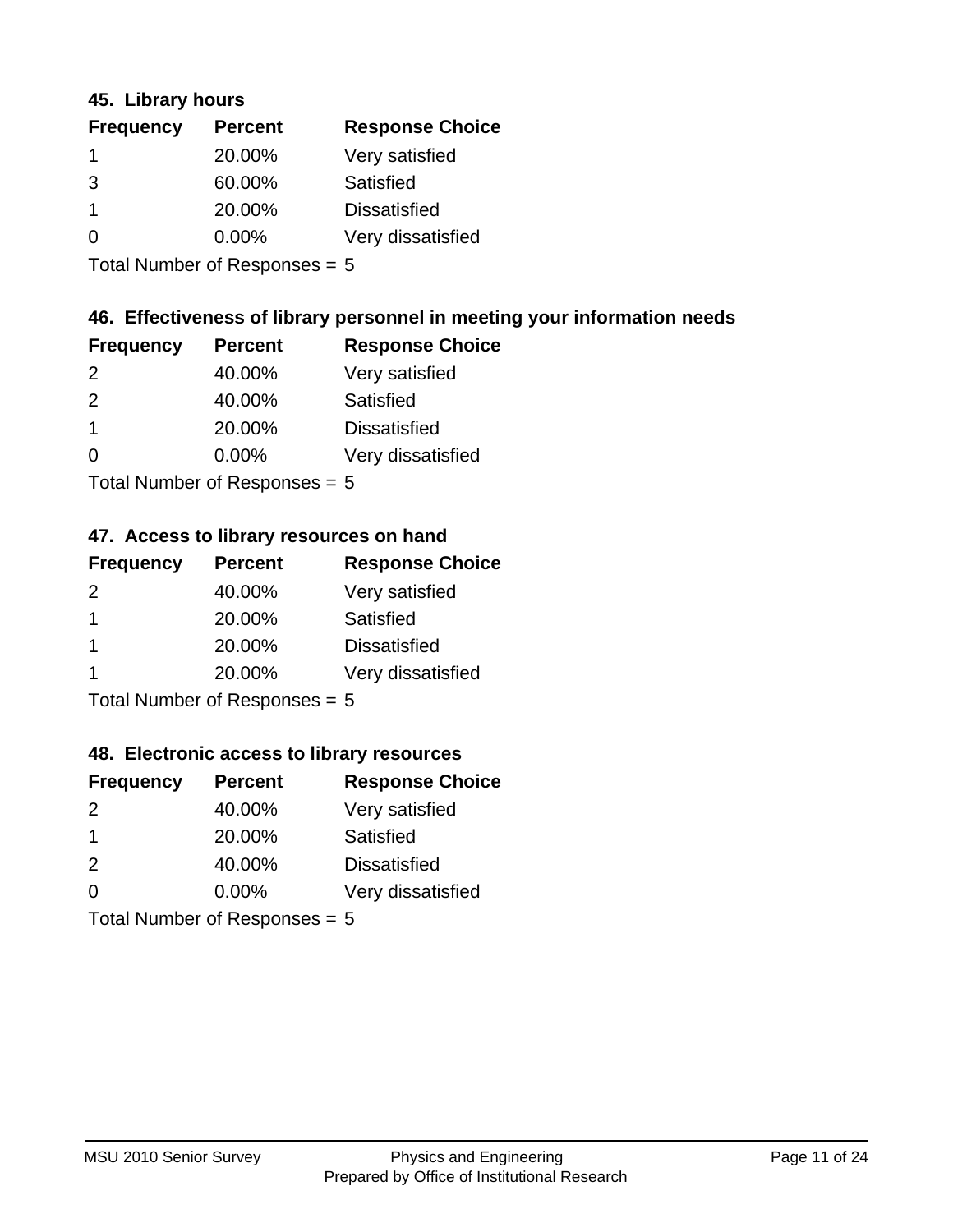### 45. Library hours

| Frequency | Percent | Response Choice |
|---|---|---|
| 1 | 20.00% | Very satisfied |
| 3 | 60.00% | Satisfied |
| 1 | 20.00% | Dissatisfied |
| 0 | 0.00% | Very dissatisfied |

Total Number of Responses = 5

### 46. Effectiveness of library personnel in meeting your information needs

| Frequency | Percent | Response Choice |
|---|---|---|
| 2 | 40.00% | Very satisfied |
| 2 | 40.00% | Satisfied |
| 1 | 20.00% | Dissatisfied |
| 0 | 0.00% | Very dissatisfied |

Total Number of Responses = 5

### 47. Access to library resources on hand

| Frequency | Percent | Response Choice |
|---|---|---|
| 2 | 40.00% | Very satisfied |
| 1 | 20.00% | Satisfied |
| 1 | 20.00% | Dissatisfied |
| 1 | 20.00% | Very dissatisfied |

Total Number of Responses = 5

### 48. Electronic access to library resources

| Frequency | Percent | Response Choice |
|---|---|---|
| 2 | 40.00% | Very satisfied |
| 1 | 20.00% | Satisfied |
| 2 | 40.00% | Dissatisfied |
| 0 | 0.00% | Very dissatisfied |

Total Number of Responses = 5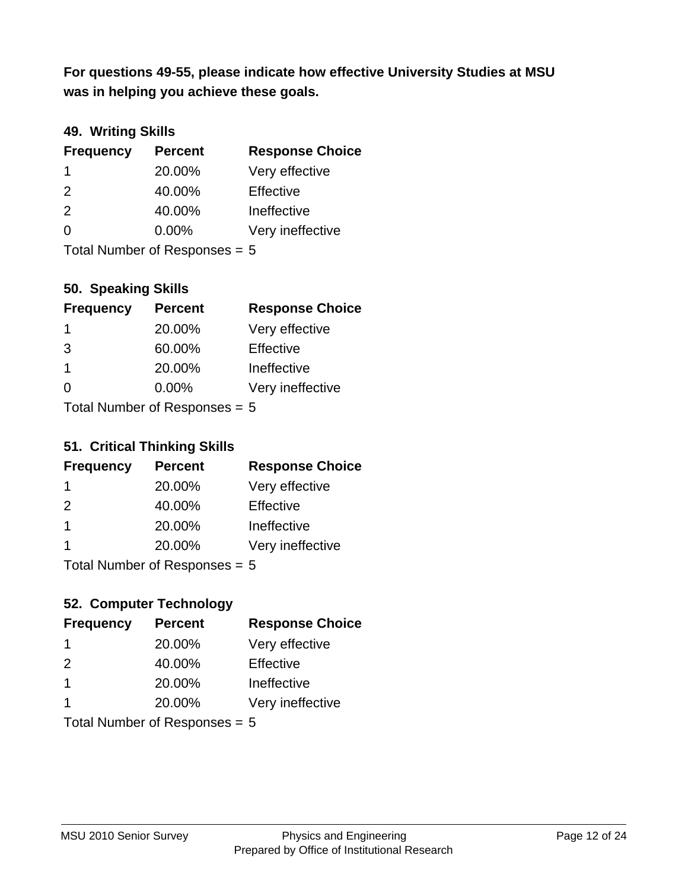**For questions 49-55, please indicate how effective University Studies at MSU was in helping you achieve these goals.**

### 49. Writing Skills

| Frequency | Percent | Response Choice |
|---|---|---|
| 1 | 20.00% | Very effective |
| 2 | 40.00% | Effective |
| 2 | 40.00% | Ineffective |
| 0 | 0.00% | Very ineffective |

Total Number of Responses = 5

### 50. Speaking Skills

| Frequency | Percent | Response Choice |
|---|---|---|
| 1 | 20.00% | Very effective |
| 3 | 60.00% | Effective |
| 1 | 20.00% | Ineffective |
| 0 | 0.00% | Very ineffective |

Total Number of Responses = 5

### 51. Critical Thinking Skills

| Frequency | Percent | Response Choice |
|---|---|---|
| 1 | 20.00% | Very effective |
| 2 | 40.00% | Effective |
| 1 | 20.00% | Ineffective |
| 1 | 20.00% | Very ineffective |

Total Number of Responses = 5

### 52. Computer Technology

| Frequency | Percent | Response Choice |
|---|---|---|
| 1 | 20.00% | Very effective |
| 2 | 40.00% | Effective |
| 1 | 20.00% | Ineffective |
| 1 | 20.00% | Very ineffective |

Total Number of Responses = 5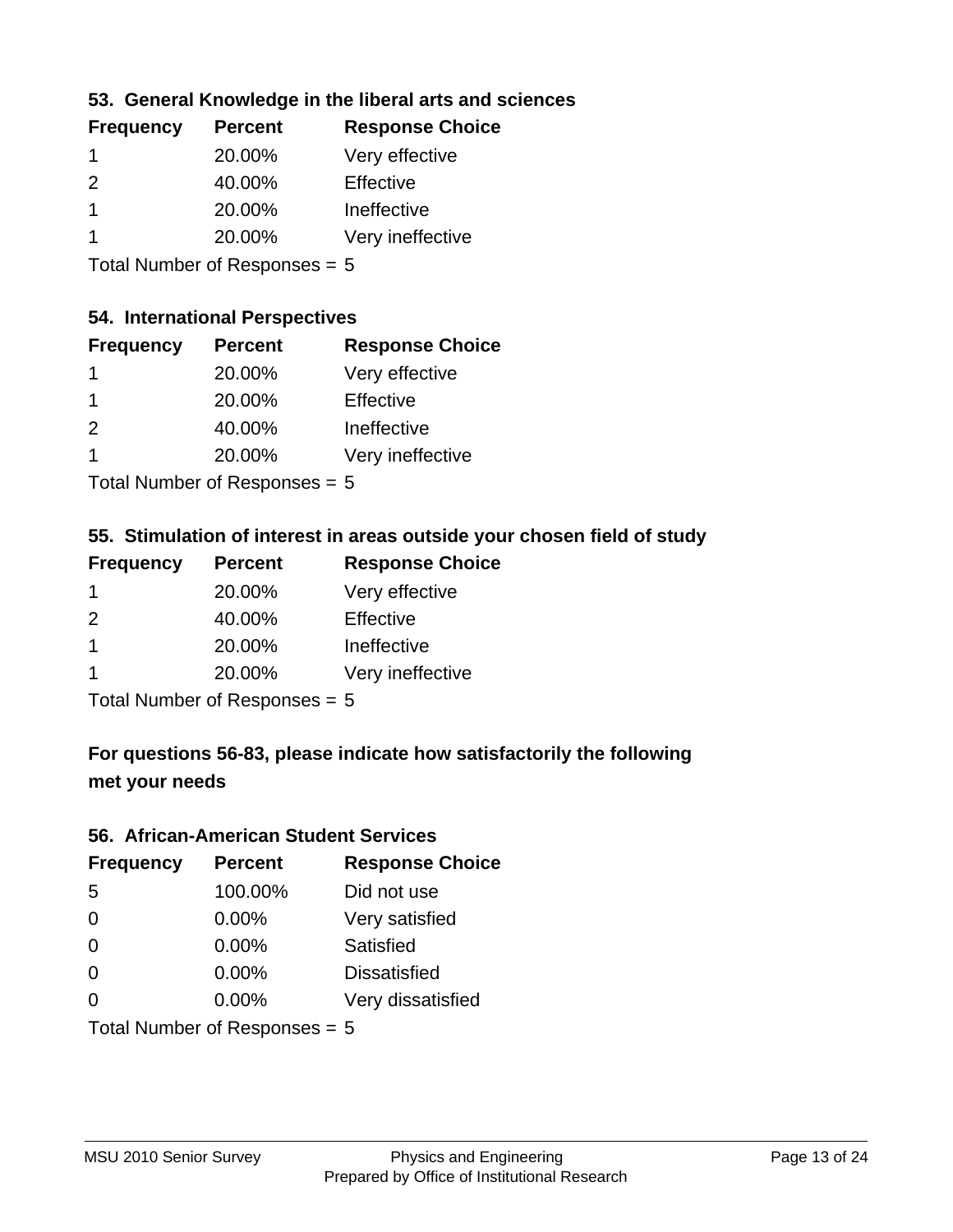### 53. General Knowledge in the liberal arts and sciences

| Frequency | Percent | Response Choice |
| --- | --- | --- |
| 1 | 20.00% | Very effective |
| 2 | 40.00% | Effective |
| 1 | 20.00% | Ineffective |
| 1 | 20.00% | Very ineffective |

Total Number of Responses = 5

### 54. International Perspectives

| Frequency | Percent | Response Choice |
| --- | --- | --- |
| 1 | 20.00% | Very effective |
| 1 | 20.00% | Effective |
| 2 | 40.00% | Ineffective |
| 1 | 20.00% | Very ineffective |

Total Number of Responses = 5

### 55. Stimulation of interest in areas outside your chosen field of study

| Frequency | Percent | Response Choice |
| --- | --- | --- |
| 1 | 20.00% | Very effective |
| 2 | 40.00% | Effective |
| 1 | 20.00% | Ineffective |
| 1 | 20.00% | Very ineffective |

Total Number of Responses = 5

### For questions 56-83, please indicate how satisfactorily the following met your needs

### 56. African-American Student Services

| Frequency | Percent | Response Choice |
| --- | --- | --- |
| 5 | 100.00% | Did not use |
| 0 | 0.00% | Very satisfied |
| 0 | 0.00% | Satisfied |
| 0 | 0.00% | Dissatisfied |
| 0 | 0.00% | Very dissatisfied |

Total Number of Responses = 5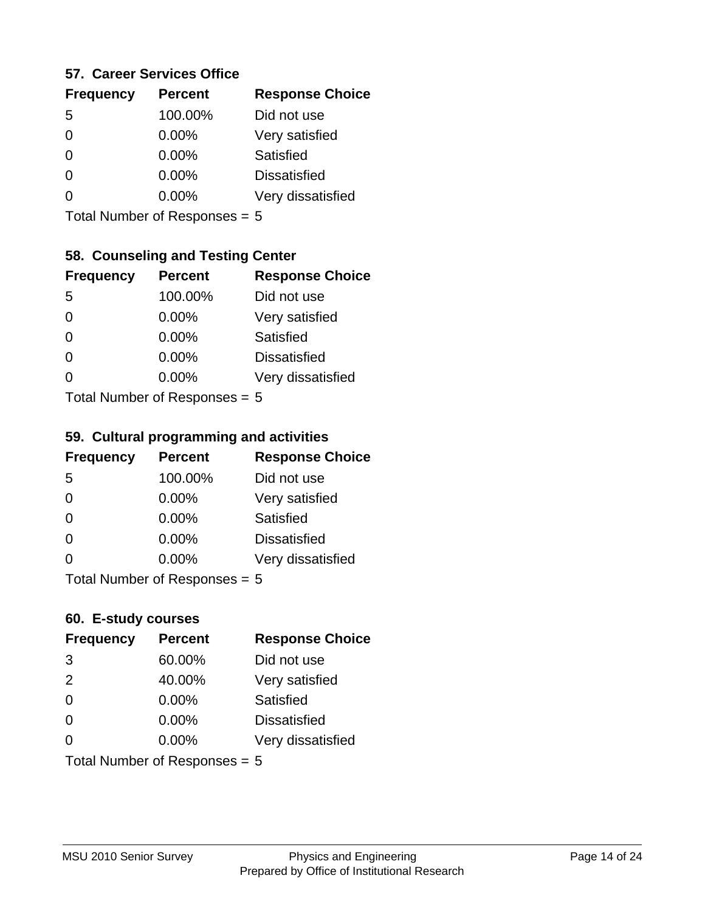### 57. Career Services Office

| Frequency | Percent | Response Choice |
|---|---|---|
| 5 | 100.00% | Did not use |
| 0 | 0.00% | Very satisfied |
| 0 | 0.00% | Satisfied |
| 0 | 0.00% | Dissatisfied |
| 0 | 0.00% | Very dissatisfied |

Total Number of Responses = 5

### 58. Counseling and Testing Center

| Frequency | Percent | Response Choice |
|---|---|---|
| 5 | 100.00% | Did not use |
| 0 | 0.00% | Very satisfied |
| 0 | 0.00% | Satisfied |
| 0 | 0.00% | Dissatisfied |
| 0 | 0.00% | Very dissatisfied |

Total Number of Responses = 5

### 59. Cultural programming and activities

| Frequency | Percent | Response Choice |
|---|---|---|
| 5 | 100.00% | Did not use |
| 0 | 0.00% | Very satisfied |
| 0 | 0.00% | Satisfied |
| 0 | 0.00% | Dissatisfied |
| 0 | 0.00% | Very dissatisfied |

Total Number of Responses = 5

### 60. E-study courses

| Frequency | Percent | Response Choice |
|---|---|---|
| 3 | 60.00% | Did not use |
| 2 | 40.00% | Very satisfied |
| 0 | 0.00% | Satisfied |
| 0 | 0.00% | Dissatisfied |
| 0 | 0.00% | Very dissatisfied |

Total Number of Responses = 5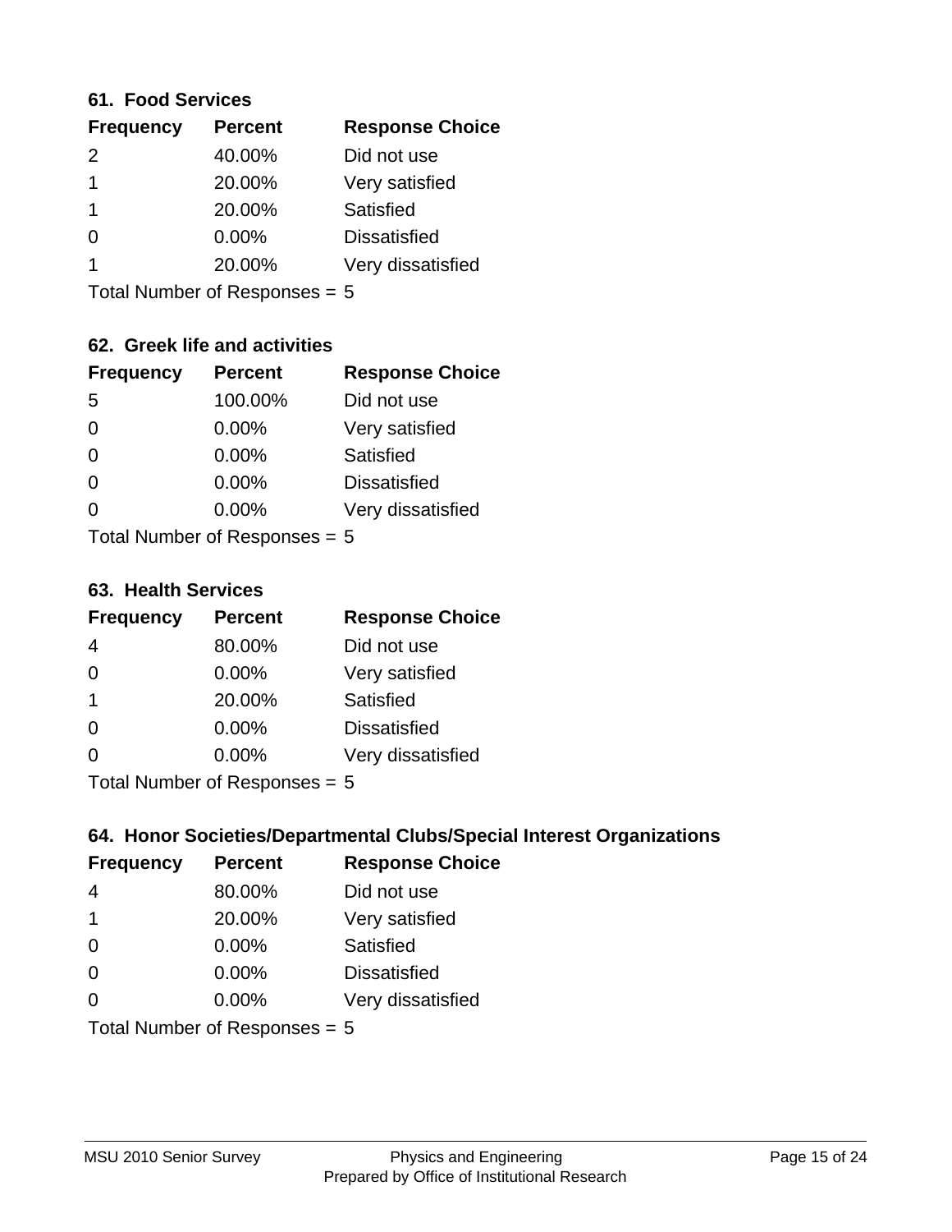### 61. Food Services

| Frequency | Percent | Response Choice |
| --- | --- | --- |
| 2 | 40.00% | Did not use |
| 1 | 20.00% | Very satisfied |
| 1 | 20.00% | Satisfied |
| 0 | 0.00% | Dissatisfied |
| 1 | 20.00% | Very dissatisfied |

Total Number of Responses = 5

### 62. Greek life and activities

| Frequency | Percent | Response Choice |
| --- | --- | --- |
| 5 | 100.00% | Did not use |
| 0 | 0.00% | Very satisfied |
| 0 | 0.00% | Satisfied |
| 0 | 0.00% | Dissatisfied |
| 0 | 0.00% | Very dissatisfied |

Total Number of Responses = 5

### 63. Health Services

| Frequency | Percent | Response Choice |
| --- | --- | --- |
| 4 | 80.00% | Did not use |
| 0 | 0.00% | Very satisfied |
| 1 | 20.00% | Satisfied |
| 0 | 0.00% | Dissatisfied |
| 0 | 0.00% | Very dissatisfied |

Total Number of Responses = 5

### 64. Honor Societies/Departmental Clubs/Special Interest Organizations

| Frequency | Percent | Response Choice |
| --- | --- | --- |
| 4 | 80.00% | Did not use |
| 1 | 20.00% | Very satisfied |
| 0 | 0.00% | Satisfied |
| 0 | 0.00% | Dissatisfied |
| 0 | 0.00% | Very dissatisfied |

Total Number of Responses = 5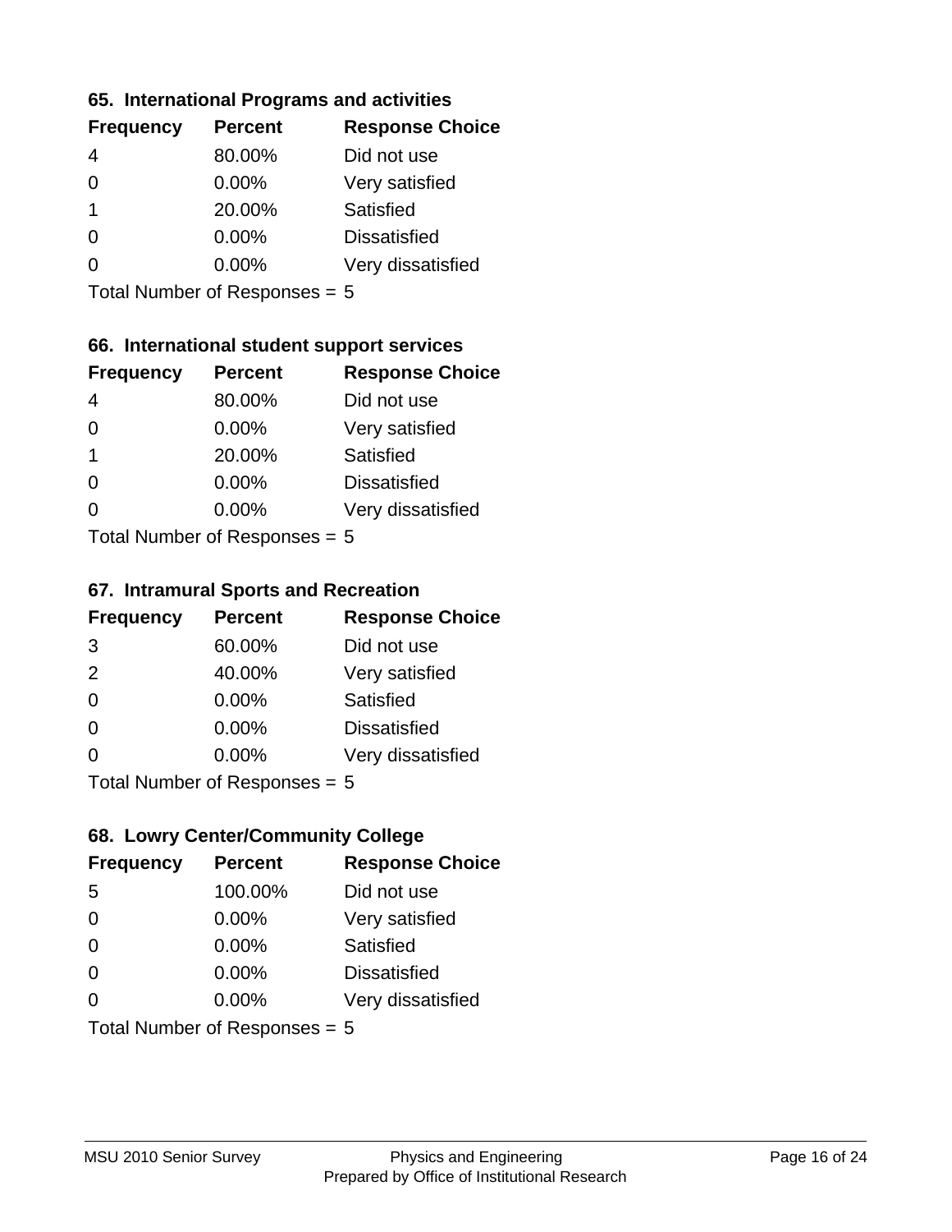### 65. International Programs and activities

| Frequency | Percent | Response Choice |
|---|---|---|
| 4 | 80.00% | Did not use |
| 0 | 0.00% | Very satisfied |
| 1 | 20.00% | Satisfied |
| 0 | 0.00% | Dissatisfied |
| 0 | 0.00% | Very dissatisfied |

Total Number of Responses = 5

### 66. International student support services

| Frequency | Percent | Response Choice |
|---|---|---|
| 4 | 80.00% | Did not use |
| 0 | 0.00% | Very satisfied |
| 1 | 20.00% | Satisfied |
| 0 | 0.00% | Dissatisfied |
| 0 | 0.00% | Very dissatisfied |

Total Number of Responses = 5

### 67. Intramural Sports and Recreation

| Frequency | Percent | Response Choice |
|---|---|---|
| 3 | 60.00% | Did not use |
| 2 | 40.00% | Very satisfied |
| 0 | 0.00% | Satisfied |
| 0 | 0.00% | Dissatisfied |
| 0 | 0.00% | Very dissatisfied |

Total Number of Responses = 5

### 68. Lowry Center/Community College

| Frequency | Percent | Response Choice |
|---|---|---|
| 5 | 100.00% | Did not use |
| 0 | 0.00% | Very satisfied |
| 0 | 0.00% | Satisfied |
| 0 | 0.00% | Dissatisfied |
| 0 | 0.00% | Very dissatisfied |

Total Number of Responses = 5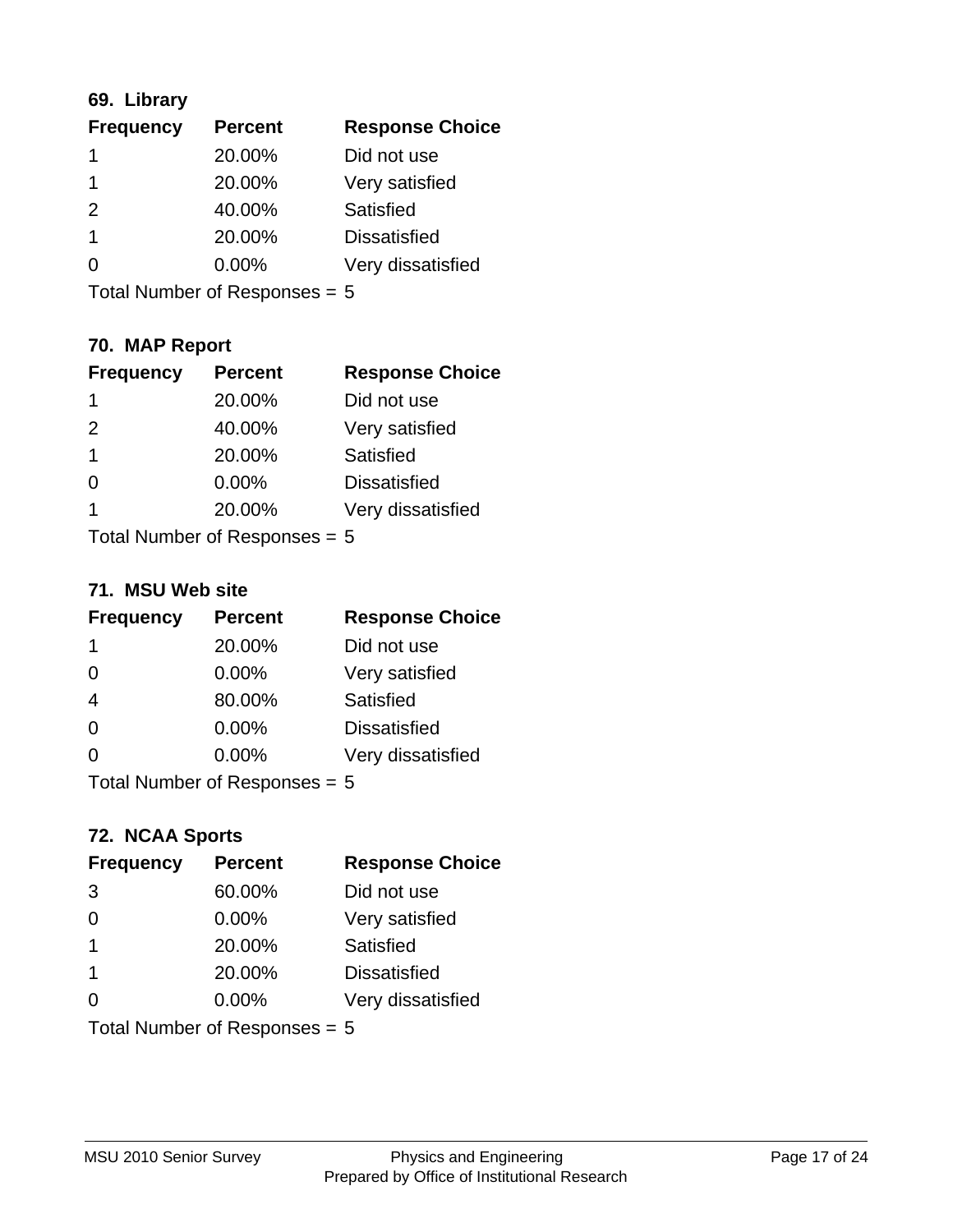### 69. Library

| Frequency | Percent | Response Choice |
|---|---|---|
| 1 | 20.00% | Did not use |
| 1 | 20.00% | Very satisfied |
| 2 | 40.00% | Satisfied |
| 1 | 20.00% | Dissatisfied |
| 0 | 0.00% | Very dissatisfied |

Total Number of Responses = 5

### 70. MAP Report

| Frequency | Percent | Response Choice |
|---|---|---|
| 1 | 20.00% | Did not use |
| 2 | 40.00% | Very satisfied |
| 1 | 20.00% | Satisfied |
| 0 | 0.00% | Dissatisfied |
| 1 | 20.00% | Very dissatisfied |

Total Number of Responses = 5

### 71. MSU Web site

| Frequency | Percent | Response Choice |
|---|---|---|
| 1 | 20.00% | Did not use |
| 0 | 0.00% | Very satisfied |
| 4 | 80.00% | Satisfied |
| 0 | 0.00% | Dissatisfied |
| 0 | 0.00% | Very dissatisfied |

Total Number of Responses = 5

### 72. NCAA Sports

| Frequency | Percent | Response Choice |
|---|---|---|
| 3 | 60.00% | Did not use |
| 0 | 0.00% | Very satisfied |
| 1 | 20.00% | Satisfied |
| 1 | 20.00% | Dissatisfied |
| 0 | 0.00% | Very dissatisfied |

Total Number of Responses = 5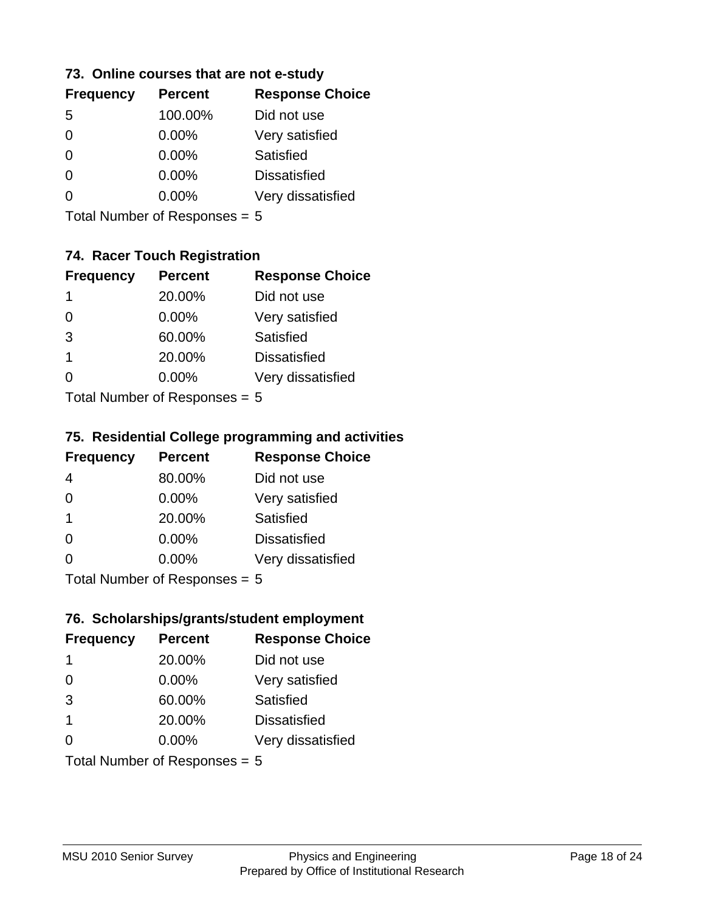### 73. Online courses that are not e-study

| Frequency | Percent | Response Choice |
|---|---|---|
| 5 | 100.00% | Did not use |
| 0 | 0.00% | Very satisfied |
| 0 | 0.00% | Satisfied |
| 0 | 0.00% | Dissatisfied |
| 0 | 0.00% | Very dissatisfied |

Total Number of Responses = 5

### 74. Racer Touch Registration

| Frequency | Percent | Response Choice |
|---|---|---|
| 1 | 20.00% | Did not use |
| 0 | 0.00% | Very satisfied |
| 3 | 60.00% | Satisfied |
| 1 | 20.00% | Dissatisfied |
| 0 | 0.00% | Very dissatisfied |

Total Number of Responses = 5

### 75. Residential College programming and activities

| Frequency | Percent | Response Choice |
|---|---|---|
| 4 | 80.00% | Did not use |
| 0 | 0.00% | Very satisfied |
| 1 | 20.00% | Satisfied |
| 0 | 0.00% | Dissatisfied |
| 0 | 0.00% | Very dissatisfied |

Total Number of Responses = 5

### 76. Scholarships/grants/student employment

| Frequency | Percent | Response Choice |
|---|---|---|
| 1 | 20.00% | Did not use |
| 0 | 0.00% | Very satisfied |
| 3 | 60.00% | Satisfied |
| 1 | 20.00% | Dissatisfied |
| 0 | 0.00% | Very dissatisfied |

Total Number of Responses = 5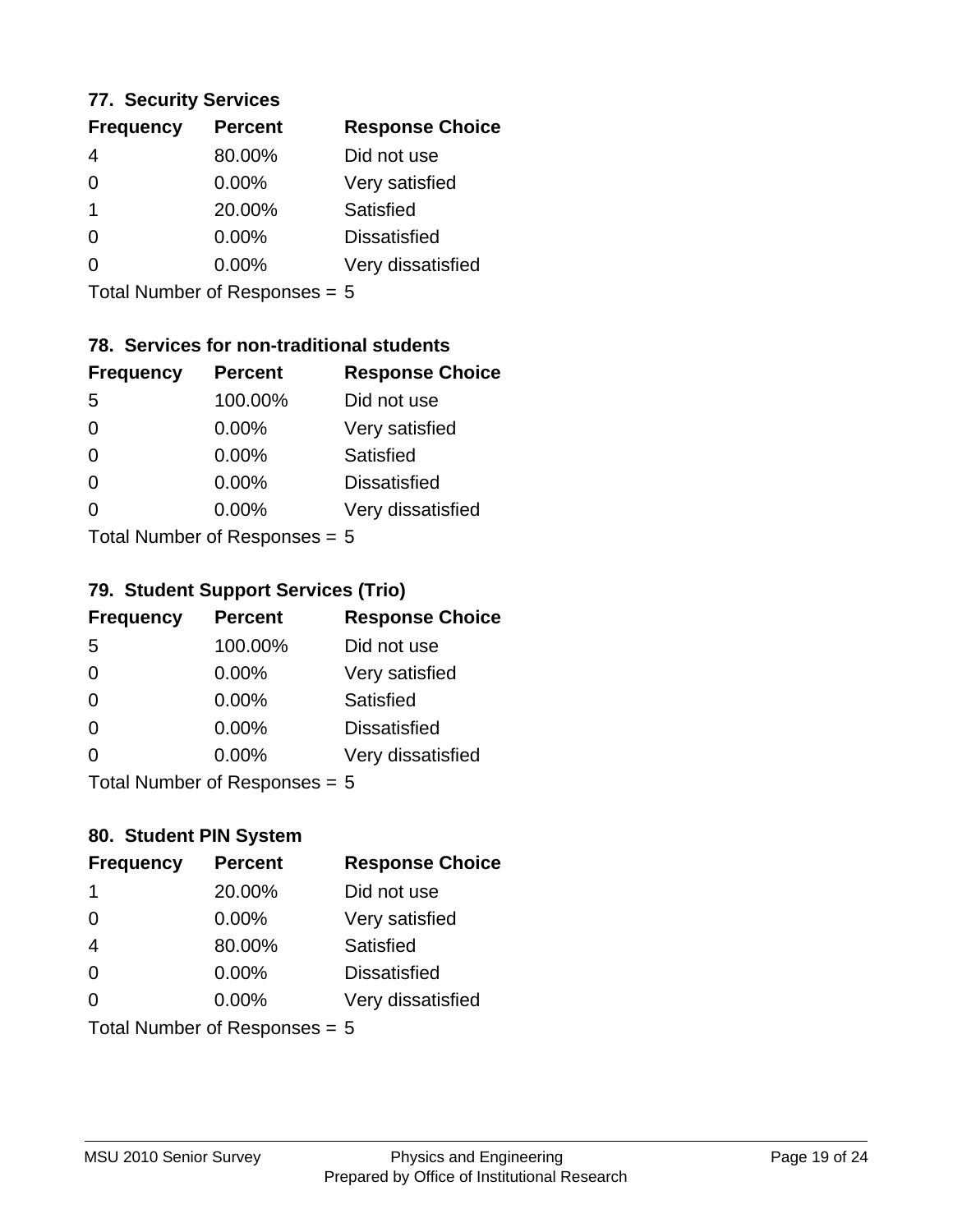### 77. Security Services

| Frequency | Percent | Response Choice |
|---|---|---|
| 4 | 80.00% | Did not use |
| 0 | 0.00% | Very satisfied |
| 1 | 20.00% | Satisfied |
| 0 | 0.00% | Dissatisfied |
| 0 | 0.00% | Very dissatisfied |

Total Number of Responses = 5

### 78. Services for non-traditional students

| Frequency | Percent | Response Choice |
|---|---|---|
| 5 | 100.00% | Did not use |
| 0 | 0.00% | Very satisfied |
| 0 | 0.00% | Satisfied |
| 0 | 0.00% | Dissatisfied |
| 0 | 0.00% | Very dissatisfied |

Total Number of Responses = 5

### 79. Student Support Services (Trio)

| Frequency | Percent | Response Choice |
|---|---|---|
| 5 | 100.00% | Did not use |
| 0 | 0.00% | Very satisfied |
| 0 | 0.00% | Satisfied |
| 0 | 0.00% | Dissatisfied |
| 0 | 0.00% | Very dissatisfied |

Total Number of Responses = 5

### 80. Student PIN System

| Frequency | Percent | Response Choice |
|---|---|---|
| 1 | 20.00% | Did not use |
| 0 | 0.00% | Very satisfied |
| 4 | 80.00% | Satisfied |
| 0 | 0.00% | Dissatisfied |
| 0 | 0.00% | Very dissatisfied |

Total Number of Responses = 5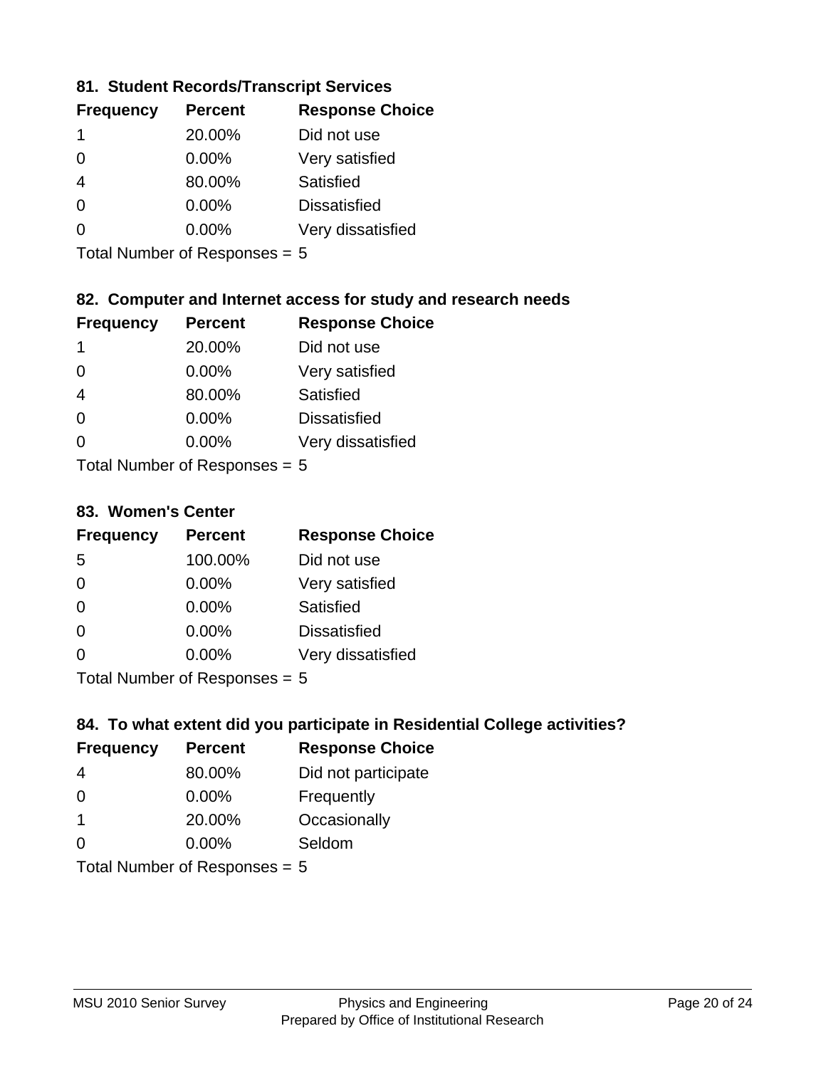### 81. Student Records/Transcript Services

| Frequency | Percent | Response Choice |
|---|---|---|
| 1 | 20.00% | Did not use |
| 0 | 0.00% | Very satisfied |
| 4 | 80.00% | Satisfied |
| 0 | 0.00% | Dissatisfied |
| 0 | 0.00% | Very dissatisfied |

Total Number of Responses = 5

### 82. Computer and Internet access for study and research needs

| Frequency | Percent | Response Choice |
|---|---|---|
| 1 | 20.00% | Did not use |
| 0 | 0.00% | Very satisfied |
| 4 | 80.00% | Satisfied |
| 0 | 0.00% | Dissatisfied |
| 0 | 0.00% | Very dissatisfied |

Total Number of Responses = 5

### 83. Women's Center

| Frequency | Percent | Response Choice |
|---|---|---|
| 5 | 100.00% | Did not use |
| 0 | 0.00% | Very satisfied |
| 0 | 0.00% | Satisfied |
| 0 | 0.00% | Dissatisfied |
| 0 | 0.00% | Very dissatisfied |

Total Number of Responses = 5

### 84. To what extent did you participate in Residential College activities?

| Frequency | Percent | Response Choice |
|---|---|---|
| 4 | 80.00% | Did not participate |
| 0 | 0.00% | Frequently |
| 1 | 20.00% | Occasionally |
| 0 | 0.00% | Seldom |

Total Number of Responses = 5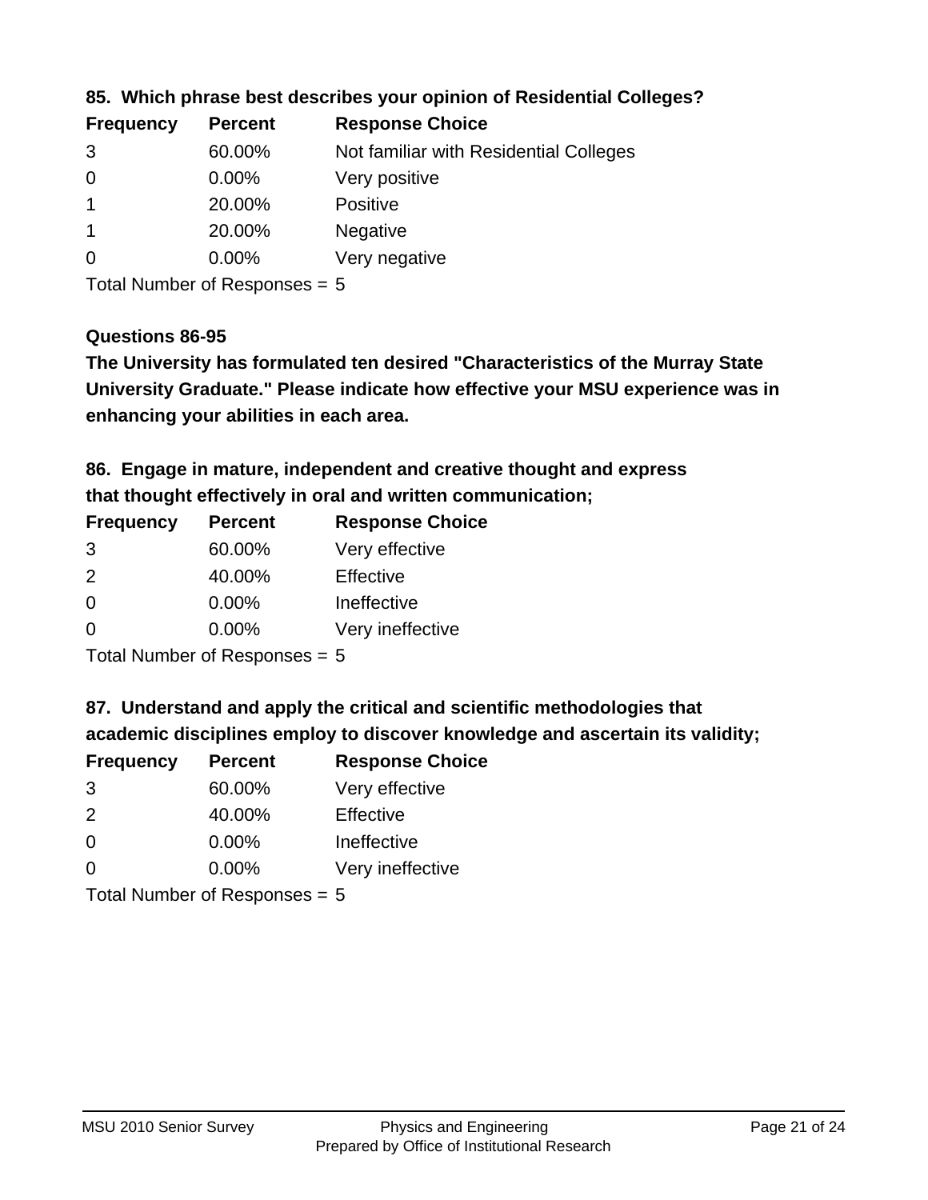### 85. Which phrase best describes your opinion of Residential Colleges?

| Frequency | Percent | Response Choice |
|---|---|---|
| 3 | 60.00% | Not familiar with Residential Colleges |
| 0 | 0.00% | Very positive |
| 1 | 20.00% | Positive |
| 1 | 20.00% | Negative |
| 0 | 0.00% | Very negative |

Total Number of Responses = 5

### Questions 86-95

**The University has formulated ten desired "Characteristics of the Murray State University Graduate." Please indicate how effective your MSU experience was in enhancing your abilities in each area.**

### 86. Engage in mature, independent and creative thought and express that thought effectively in oral and written communication;

| Frequency | Percent | Response Choice |
|---|---|---|
| 3 | 60.00% | Very effective |
| 2 | 40.00% | Effective |
| 0 | 0.00% | Ineffective |
| 0 | 0.00% | Very ineffective |

Total Number of Responses = 5

### 87. Understand and apply the critical and scientific methodologies that academic disciplines employ to discover knowledge and ascertain its validity;

| Frequency | Percent | Response Choice |
|---|---|---|
| 3 | 60.00% | Very effective |
| 2 | 40.00% | Effective |
| 0 | 0.00% | Ineffective |
| 0 | 0.00% | Very ineffective |

Total Number of Responses = 5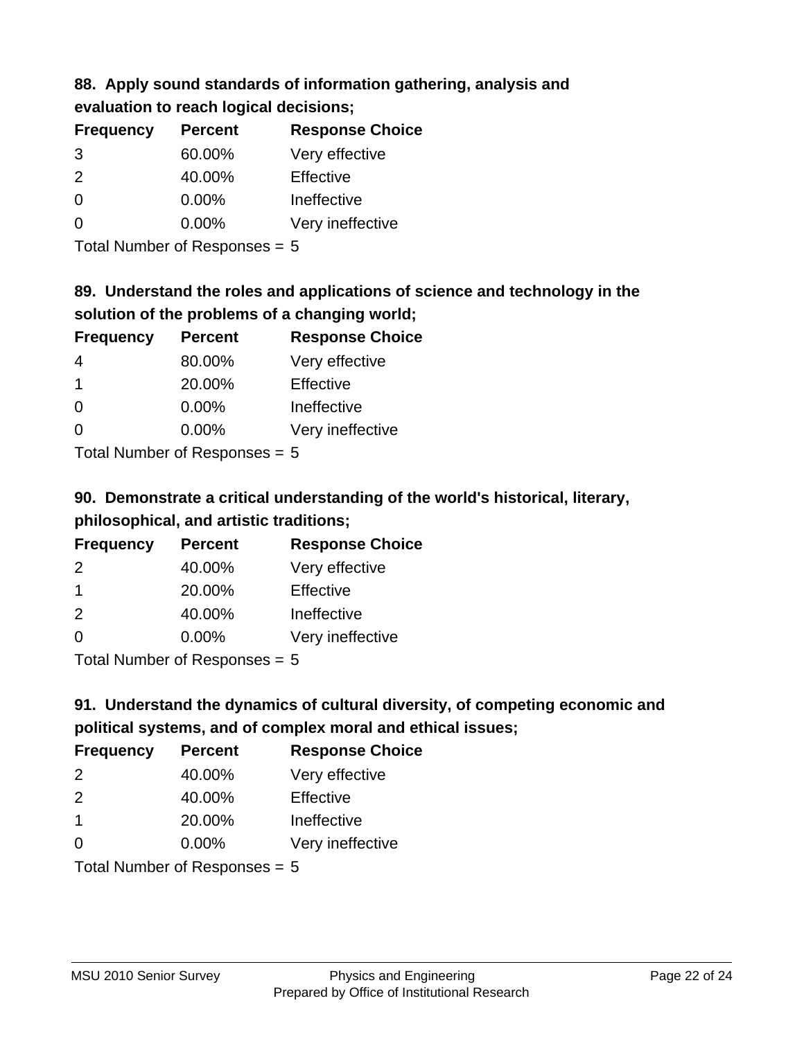**88. Apply sound standards of information gathering, analysis and evaluation to reach logical decisions;**

| Frequency | Percent | Response Choice |
| --- | --- | --- |
| 3 | 60.00% | Very effective |
| 2 | 40.00% | Effective |
| 0 | 0.00% | Ineffective |
| 0 | 0.00% | Very ineffective |

Total Number of Responses = 5

**89. Understand the roles and applications of science and technology in the solution of the problems of a changing world;**

| Frequency | Percent | Response Choice |
| --- | --- | --- |
| 4 | 80.00% | Very effective |
| 1 | 20.00% | Effective |
| 0 | 0.00% | Ineffective |
| 0 | 0.00% | Very ineffective |

Total Number of Responses = 5

**90. Demonstrate a critical understanding of the world's historical, literary, philosophical, and artistic traditions;**

| Frequency | Percent | Response Choice |
| --- | --- | --- |
| 2 | 40.00% | Very effective |
| 1 | 20.00% | Effective |
| 2 | 40.00% | Ineffective |
| 0 | 0.00% | Very ineffective |

Total Number of Responses = 5

**91. Understand the dynamics of cultural diversity, of competing economic and political systems, and of complex moral and ethical issues;**

| Frequency | Percent | Response Choice |
| --- | --- | --- |
| 2 | 40.00% | Very effective |
| 2 | 40.00% | Effective |
| 1 | 20.00% | Ineffective |
| 0 | 0.00% | Very ineffective |

Total Number of Responses = 5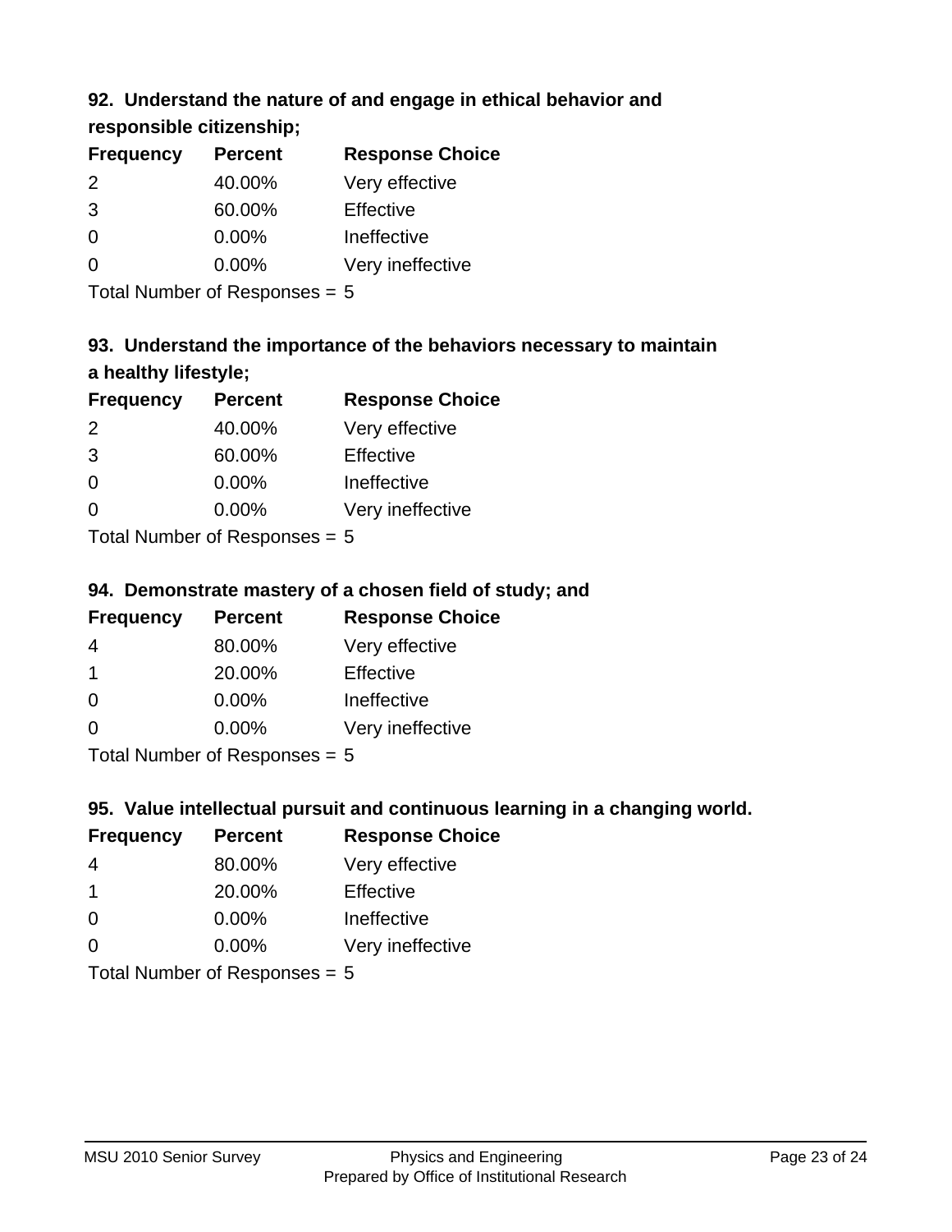### 92. Understand the nature of and engage in ethical behavior and responsible citizenship;

| Frequency | Percent | Response Choice |
|---|---|---|
| 2 | 40.00% | Very effective |
| 3 | 60.00% | Effective |
| 0 | 0.00% | Ineffective |
| 0 | 0.00% | Very ineffective |

Total Number of Responses = 5

### 93. Understand the importance of the behaviors necessary to maintain a healthy lifestyle;

| Frequency | Percent | Response Choice |
|---|---|---|
| 2 | 40.00% | Very effective |
| 3 | 60.00% | Effective |
| 0 | 0.00% | Ineffective |
| 0 | 0.00% | Very ineffective |

Total Number of Responses = 5

### 94. Demonstrate mastery of a chosen field of study; and

| Frequency | Percent | Response Choice |
|---|---|---|
| 4 | 80.00% | Very effective |
| 1 | 20.00% | Effective |
| 0 | 0.00% | Ineffective |
| 0 | 0.00% | Very ineffective |

Total Number of Responses = 5

### 95. Value intellectual pursuit and continuous learning in a changing world.

| Frequency | Percent | Response Choice |
|---|---|---|
| 4 | 80.00% | Very effective |
| 1 | 20.00% | Effective |
| 0 | 0.00% | Ineffective |
| 0 | 0.00% | Very ineffective |

Total Number of Responses = 5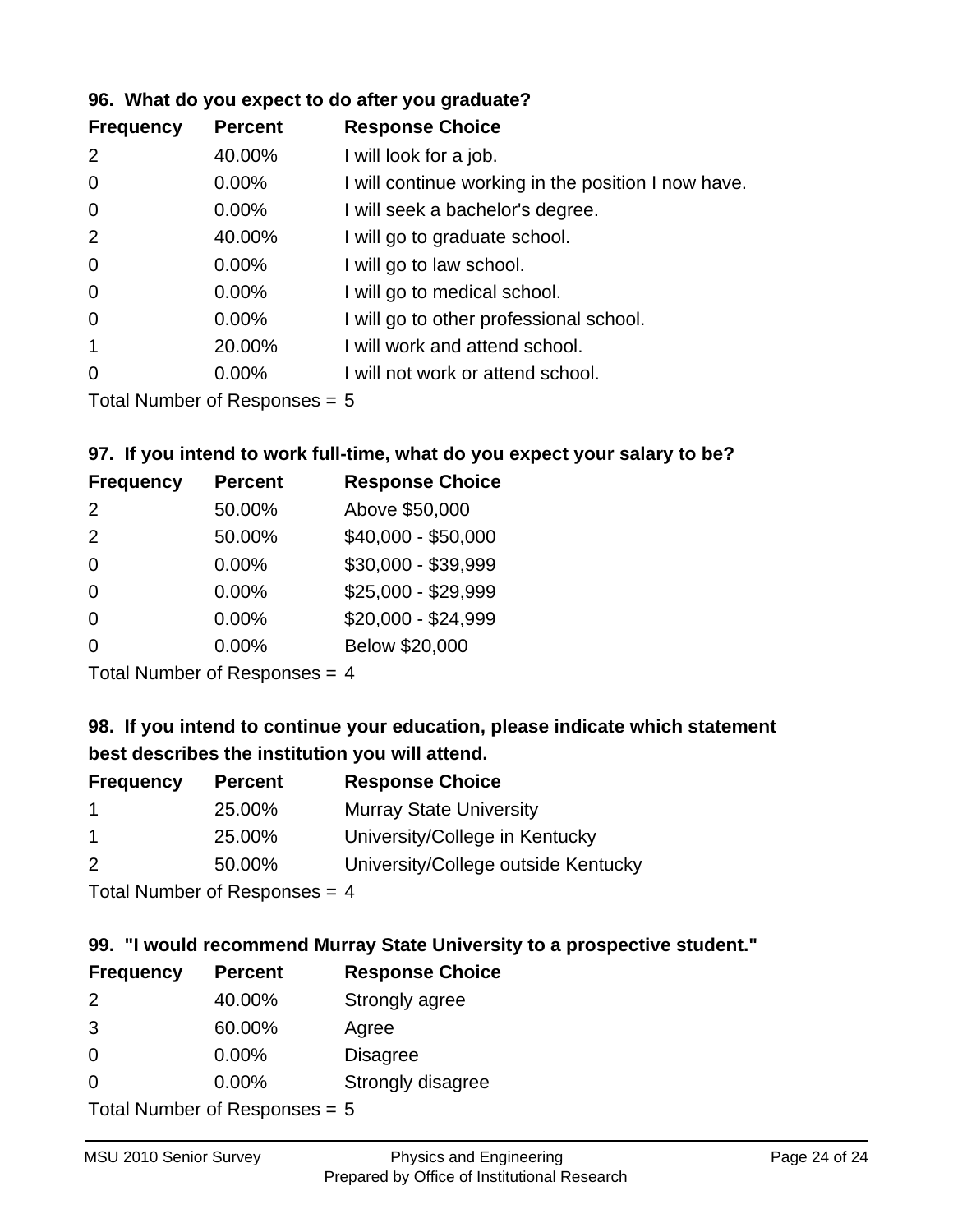### 96. What do you expect to do after you graduate?

| Frequency | Percent | Response Choice |
|---|---|---|
| 2 | 40.00% | I will look for a job. |
| 0 | 0.00% | I will continue working in the position I now have. |
| 0 | 0.00% | I will seek a bachelor's degree. |
| 2 | 40.00% | I will go to graduate school. |
| 0 | 0.00% | I will go to law school. |
| 0 | 0.00% | I will go to medical school. |
| 0 | 0.00% | I will go to other professional school. |
| 1 | 20.00% | I will work and attend school. |
| 0 | 0.00% | I will not work or attend school. |

Total Number of Responses = 5

### 97. If you intend to work full-time, what do you expect your salary to be?

| Frequency | Percent | Response Choice |
|---|---|---|
| 2 | 50.00% | Above $50,000 |
| 2 | 50.00% | $40,000 - $50,000 |
| 0 | 0.00% | $30,000 - $39,999 |
| 0 | 0.00% | $25,000 - $29,999 |
| 0 | 0.00% | $20,000 - $24,999 |
| 0 | 0.00% | Below $20,000 |

Total Number of Responses = 4

### 98. If you intend to continue your education, please indicate which statement best describes the institution you will attend.

| Frequency | Percent | Response Choice |
|---|---|---|
| 1 | 25.00% | Murray State University |
| 1 | 25.00% | University/College in Kentucky |
| 2 | 50.00% | University/College outside Kentucky |

Total Number of Responses = 4

### 99. "I would recommend Murray State University to a prospective student."

| Frequency | Percent | Response Choice |
|---|---|---|
| 2 | 40.00% | Strongly agree |
| 3 | 60.00% | Agree |
| 0 | 0.00% | Disagree |
| 0 | 0.00% | Strongly disagree |

Total Number of Responses = 5